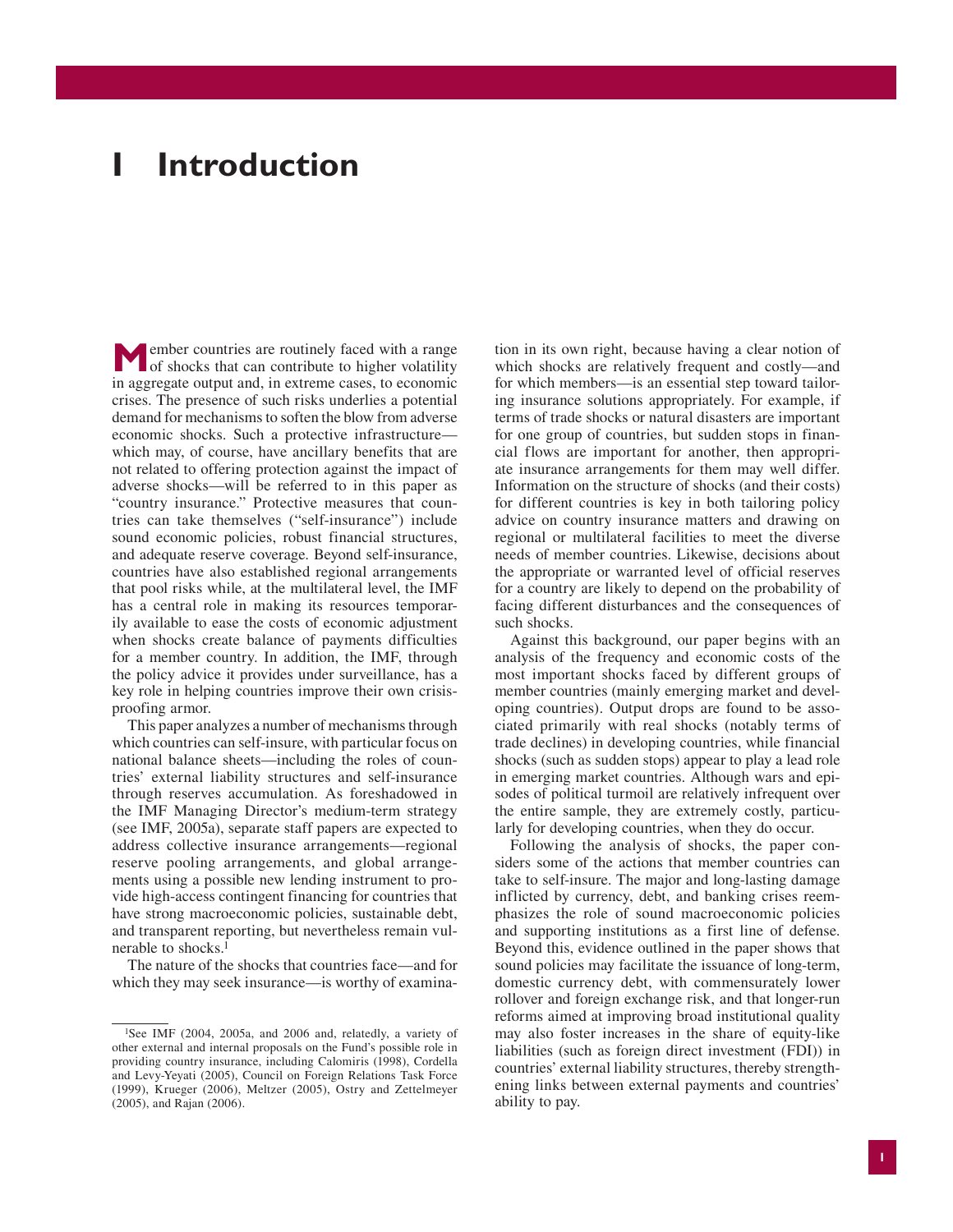# I Introduction

Member countries are routinely faced with a range of shocks that can contribute to higher volatility in aggregate output and, in extreme cases, to economic crises. The presence of such risks underlies a potential demand for mechanisms to soften the blow from adverse economic shocks. Such a protective infrastructure—which may, of course, have ancillary benefits that are not related to offering protection against the impact of adverse shocks—will be referred to in this paper as "country insurance." Protective measures that countries can take themselves ("self-insurance") include sound economic policies, robust financial structures, and adequate reserve coverage. Beyond self-insurance, countries have also established regional arrangements that pool risks while, at the multilateral level, the IMF has a central role in making its resources temporarily available to ease the costs of economic adjustment when shocks create balance of payments difficulties for a member country. In addition, the IMF, through the policy advice it provides under surveillance, has a key role in helping countries improve their own crisis-proofing armor.

This paper analyzes a number of mechanisms through which countries can self-insure, with particular focus on national balance sheets—including the roles of countries' external liability structures and self-insurance through reserves accumulation. As foreshadowed in the IMF Managing Director's medium-term strategy (see IMF, 2005a), separate staff papers are expected to address collective insurance arrangements—regional reserve pooling arrangements, and global arrangements using a possible new lending instrument to provide high-access contingent financing for countries that have strong macroeconomic policies, sustainable debt, and transparent reporting, but nevertheless remain vulnerable to shocks.[1]

The nature of the shocks that countries face—and for which they may seek insurance—is worthy of examination in its own right, because having a clear notion of which shocks are relatively frequent and costly—and for which members—is an essential step toward tailoring insurance solutions appropriately. For example, if terms of trade shocks or natural disasters are important for one group of countries, but sudden stops in financial flows are important for another, then appropriate insurance arrangements for them may well differ. Information on the structure of shocks (and their costs) for different countries is key in both tailoring policy advice on country insurance matters and drawing on regional or multilateral facilities to meet the diverse needs of member countries. Likewise, decisions about the appropriate or warranted level of official reserves for a country are likely to depend on the probability of facing different disturbances and the consequences of such shocks.

Against this background, our paper begins with an analysis of the frequency and economic costs of the most important shocks faced by different groups of member countries (mainly emerging market and developing countries). Output drops are found to be associated primarily with real shocks (notably terms of trade declines) in developing countries, while financial shocks (such as sudden stops) appear to play a lead role in emerging market countries. Although wars and episodes of political turmoil are relatively infrequent over the entire sample, they are extremely costly, particularly for developing countries, when they do occur.

Following the analysis of shocks, the paper considers some of the actions that member countries can take to self-insure. The major and long-lasting damage inflicted by currency, debt, and banking crises reemphasizes the role of sound macroeconomic policies and supporting institutions as a first line of defense. Beyond this, evidence outlined in the paper shows that sound policies may facilitate the issuance of long-term, domestic currency debt, with commensurately lower rollover and foreign exchange risk, and that longer-run reforms aimed at improving broad institutional quality may also foster increases in the share of equity-like liabilities (such as foreign direct investment (FDI)) in countries' external liability structures, thereby strengthening links between external payments and countries' ability to pay.

[1]See IMF (2004, 2005a, and 2006 and, relatedly, a variety of other external and internal proposals on the Fund's possible role in providing country insurance, including Calomiris (1998), Cordella and Levy-Yeyati (2005), Council on Foreign Relations Task Force (1999), Krueger (2006), Meltzer (2005), Ostry and Zettelmeyer (2005), and Rajan (2006).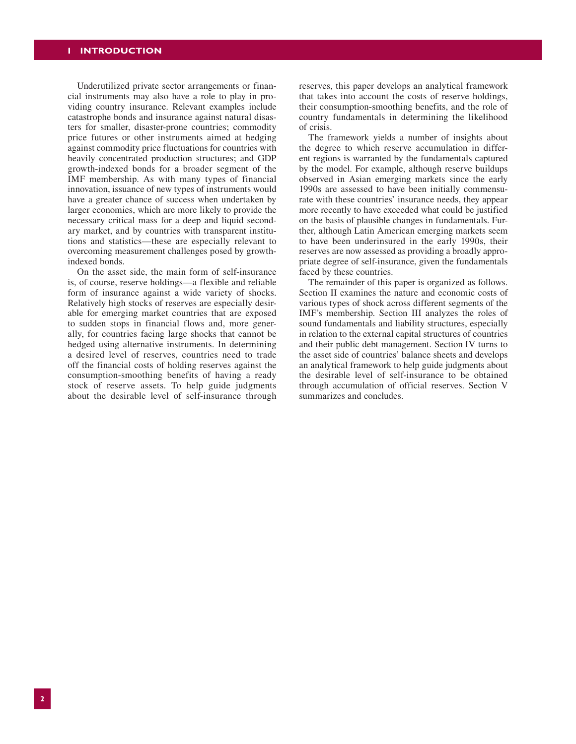Underutilized private sector arrangements or financial instruments may also have a role to play in providing country insurance. Relevant examples include catastrophe bonds and insurance against natural disasters for smaller, disaster-prone countries; commodity price futures or other instruments aimed at hedging against commodity price fluctuations for countries with heavily concentrated production structures; and GDP growth-indexed bonds for a broader segment of the IMF membership. As with many types of financial innovation, issuance of new types of instruments would have a greater chance of success when undertaken by larger economies, which are more likely to provide the necessary critical mass for a deep and liquid secondary market, and by countries with transparent institutions and statistics—these are especially relevant to overcoming measurement challenges posed by growth-indexed bonds.

On the asset side, the main form of self-insurance is, of course, reserve holdings—a flexible and reliable form of insurance against a wide variety of shocks. Relatively high stocks of reserves are especially desirable for emerging market countries that are exposed to sudden stops in financial flows and, more generally, for countries facing large shocks that cannot be hedged using alternative instruments. In determining a desired level of reserves, countries need to trade off the financial costs of holding reserves against the consumption-smoothing benefits of having a ready stock of reserve assets. To help guide judgments about the desirable level of self-insurance through reserves, this paper develops an analytical framework that takes into account the costs of reserve holdings, their consumption-smoothing benefits, and the role of country fundamentals in determining the likelihood of crisis.

The framework yields a number of insights about the degree to which reserve accumulation in different regions is warranted by the fundamentals captured by the model. For example, although reserve buildups observed in Asian emerging markets since the early 1990s are assessed to have been initially commensurate with these countries' insurance needs, they appear more recently to have exceeded what could be justified on the basis of plausible changes in fundamentals. Further, although Latin American emerging markets seem to have been underinsured in the early 1990s, their reserves are now assessed as providing a broadly appropriate degree of self-insurance, given the fundamentals faced by these countries.

The remainder of this paper is organized as follows. Section II examines the nature and economic costs of various types of shock across different segments of the IMF's membership. Section III analyzes the roles of sound fundamentals and liability structures, especially in relation to the external capital structures of countries and their public debt management. Section IV turns to the asset side of countries' balance sheets and develops an analytical framework to help guide judgments about the desirable level of self-insurance to be obtained through accumulation of official reserves. Section V summarizes and concludes.